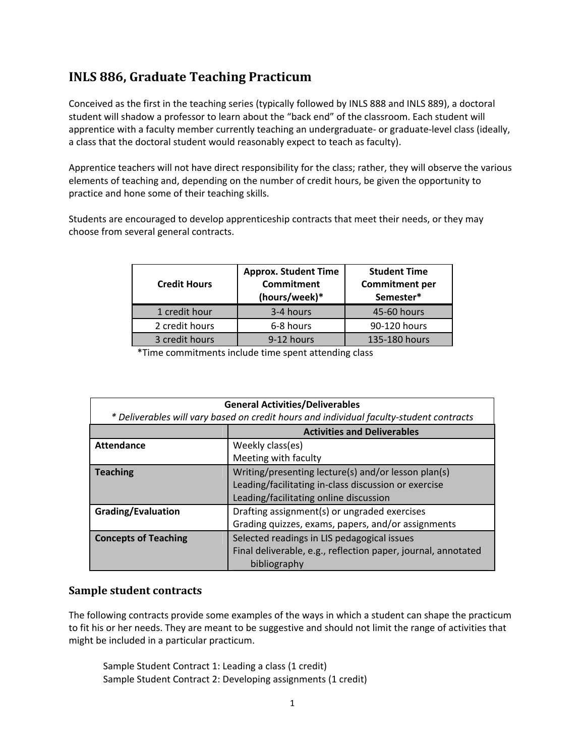# INLS 886, Graduate Teaching Practicum

Conceived as the first in the teaching series (typically followed by INLS 888 and INLS 889), a doctoral student will shadow a professor to learn about the "back end" of the classroom. Each student will apprentice with a faculty member currently teaching an undergraduate- or graduate-level class (ideally, a class that the doctoral student would reasonably expect to teach as faculty).

Apprentice teachers will not have direct responsibility for the class; rather, they will observe the various elements of teaching and, depending on the number of credit hours, be given the opportunity to practice and hone some of their teaching skills.

Students are encouraged to develop apprenticeship contracts that meet their needs, or they may choose from several general contracts.

| Credit Hours | Approx. Student Time Commitment (hours/week)* | Student Time Commitment per Semester* |
|---|---|---|
| 1 credit hour | 3-4 hours | 45-60 hours |
| 2 credit hours | 6-8 hours | 90-120 hours |
| 3 credit hours | 9-12 hours | 135-180 hours |

*Time commitments include time spent attending class

**General Activities/Deliverables**
*\* Deliverables will vary based on credit hours and individual faculty-student contracts*

| | Activities and Deliverables |
|---|---|
| **Attendance** | Weekly class(es)<br>Meeting with faculty |
| **Teaching** | Writing/presenting lecture(s) and/or lesson plan(s)<br>Leading/facilitating in-class discussion or exercise<br>Leading/facilitating online discussion |
| **Grading/Evaluation** | Drafting assignment(s) or ungraded exercises<br>Grading quizzes, exams, papers, and/or assignments |
| **Concepts of Teaching** | Selected readings in LIS pedagogical issues<br>Final deliverable, e.g., reflection paper, journal, annotated bibliography |

## Sample student contracts

The following contracts provide some examples of the ways in which a student can shape the practicum to fit his or her needs. They are meant to be suggestive and should not limit the range of activities that might be included in a particular practicum.

Sample Student Contract 1: Leading a class (1 credit)
Sample Student Contract 2: Developing assignments (1 credit)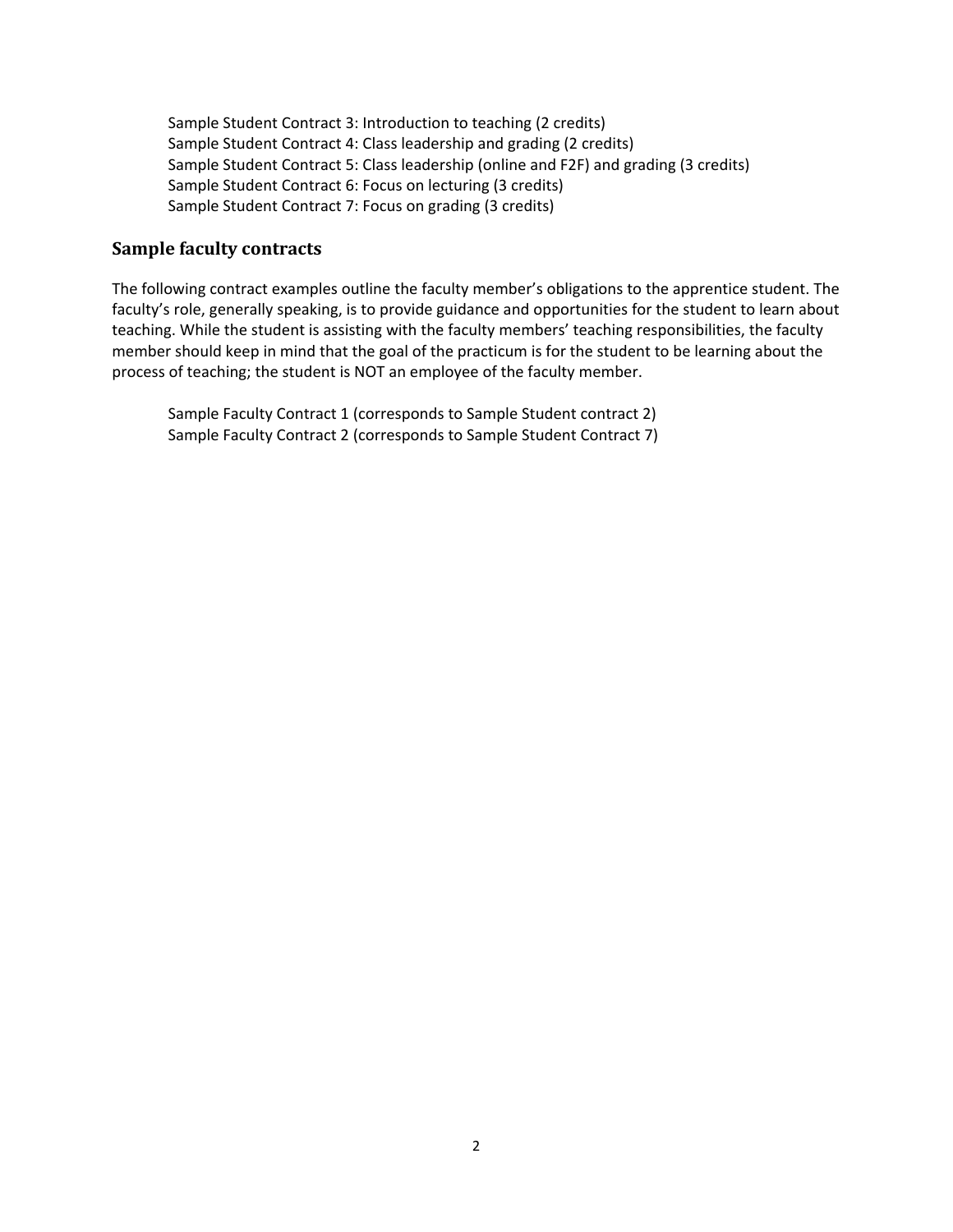Sample Student Contract 3: Introduction to teaching (2 credits)
Sample Student Contract 4: Class leadership and grading (2 credits)
Sample Student Contract 5: Class leadership (online and F2F) and grading (3 credits)
Sample Student Contract 6: Focus on lecturing (3 credits)
Sample Student Contract 7: Focus on grading (3 credits)

## Sample faculty contracts

The following contract examples outline the faculty member's obligations to the apprentice student. The faculty's role, generally speaking, is to provide guidance and opportunities for the student to learn about teaching. While the student is assisting with the faculty members' teaching responsibilities, the faculty member should keep in mind that the goal of the practicum is for the student to be learning about the process of teaching; the student is NOT an employee of the faculty member.

Sample Faculty Contract 1 (corresponds to Sample Student contract 2)
Sample Faculty Contract 2 (corresponds to Sample Student Contract 7)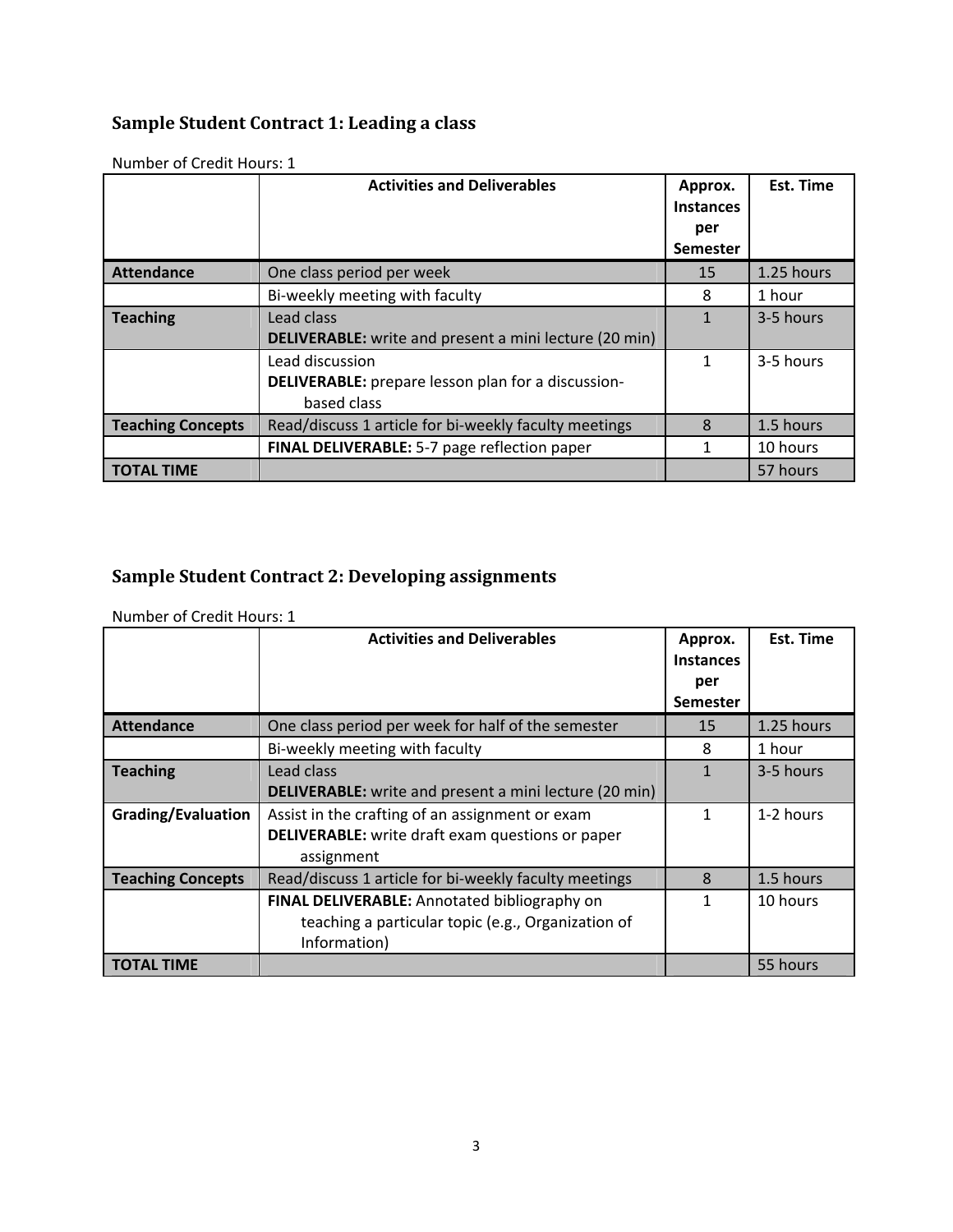## Sample Student Contract 1: Leading a class

Number of Credit Hours: 1

| | Activities and Deliverables | Approx. Instances per Semester | Est. Time |
|---|---|---|---|
| **Attendance** | One class period per week | 15 | 1.25 hours |
| | Bi-weekly meeting with faculty | 8 | 1 hour |
| **Teaching** | Lead class<br>**DELIVERABLE:** write and present a mini lecture (20 min) | 1 | 3-5 hours |
| | Lead discussion<br>**DELIVERABLE:** prepare lesson plan for a discussion-based class | 1 | 3-5 hours |
| **Teaching Concepts** | Read/discuss 1 article for bi-weekly faculty meetings | 8 | 1.5 hours |
| | **FINAL DELIVERABLE:** 5-7 page reflection paper | 1 | 10 hours |
| **TOTAL TIME** | | | 57 hours |

## Sample Student Contract 2: Developing assignments

Number of Credit Hours: 1

| | Activities and Deliverables | Approx. Instances per Semester | Est. Time |
|---|---|---|---|
| **Attendance** | One class period per week for half of the semester | 15 | 1.25 hours |
| | Bi-weekly meeting with faculty | 8 | 1 hour |
| **Teaching** | Lead class<br>**DELIVERABLE:** write and present a mini lecture (20 min) | 1 | 3-5 hours |
| **Grading/Evaluation** | Assist in the crafting of an assignment or exam<br>**DELIVERABLE:** write draft exam questions or paper assignment | 1 | 1-2 hours |
| **Teaching Concepts** | Read/discuss 1 article for bi-weekly faculty meetings | 8 | 1.5 hours |
| | **FINAL DELIVERABLE:** Annotated bibliography on teaching a particular topic (e.g., Organization of Information) | 1 | 10 hours |
| **TOTAL TIME** | | | 55 hours |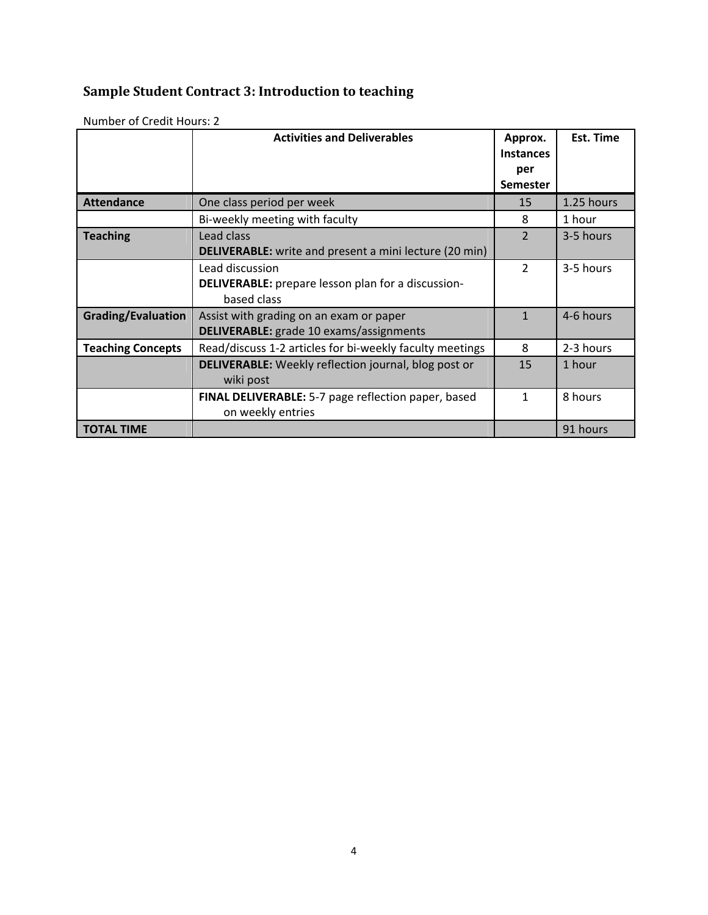## Sample Student Contract 3: Introduction to teaching

Number of Credit Hours: 2

| | Activities and Deliverables | Approx. Instances per Semester | Est. Time |
|---|---|---|---|
| **Attendance** | One class period per week | 15 | 1.25 hours |
| | Bi-weekly meeting with faculty | 8 | 1 hour |
| **Teaching** | Lead class<br>**DELIVERABLE:** write and present a mini lecture (20 min) | 2 | 3-5 hours |
| | Lead discussion<br>**DELIVERABLE:** prepare lesson plan for a discussion-based class | 2 | 3-5 hours |
| **Grading/Evaluation** | Assist with grading on an exam or paper<br>**DELIVERABLE:** grade 10 exams/assignments | 1 | 4-6 hours |
| **Teaching Concepts** | Read/discuss 1-2 articles for bi-weekly faculty meetings | 8 | 2-3 hours |
| | **DELIVERABLE:** Weekly reflection journal, blog post or wiki post | 15 | 1 hour |
| | **FINAL DELIVERABLE:** 5-7 page reflection paper, based on weekly entries | 1 | 8 hours |
| **TOTAL TIME** | | | 91 hours |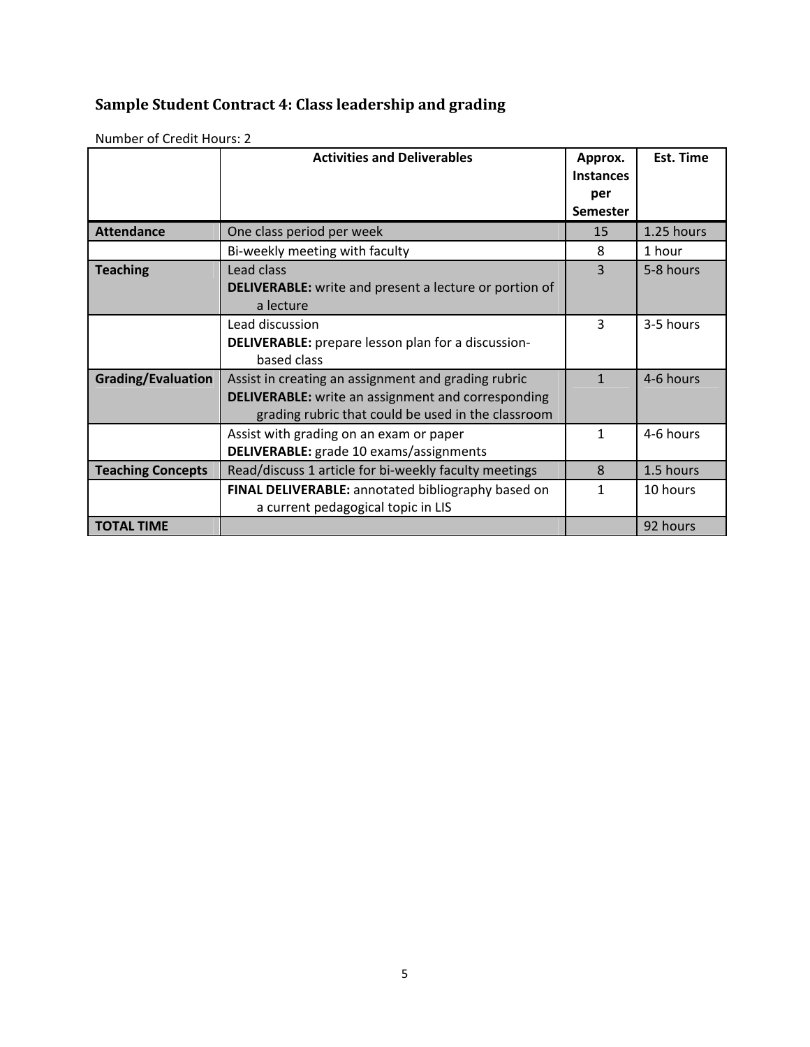## Sample Student Contract 4: Class leadership and grading

Number of Credit Hours: 2

| | Activities and Deliverables | Approx. Instances per Semester | Est. Time |
|---|---|---|---|
| **Attendance** | One class period per week | 15 | 1.25 hours |
| | Bi-weekly meeting with faculty | 8 | 1 hour |
| **Teaching** | Lead class<br>**DELIVERABLE:** write and present a lecture or portion of a lecture | 3 | 5-8 hours |
| | Lead discussion<br>**DELIVERABLE:** prepare lesson plan for a discussion-based class | 3 | 3-5 hours |
| **Grading/Evaluation** | Assist in creating an assignment and grading rubric<br>**DELIVERABLE:** write an assignment and corresponding grading rubric that could be used in the classroom | 1 | 4-6 hours |
| | Assist with grading on an exam or paper<br>**DELIVERABLE:** grade 10 exams/assignments | 1 | 4-6 hours |
| **Teaching Concepts** | Read/discuss 1 article for bi-weekly faculty meetings | 8 | 1.5 hours |
| | **FINAL DELIVERABLE:** annotated bibliography based on a current pedagogical topic in LIS | 1 | 10 hours |
| **TOTAL TIME** | | | 92 hours |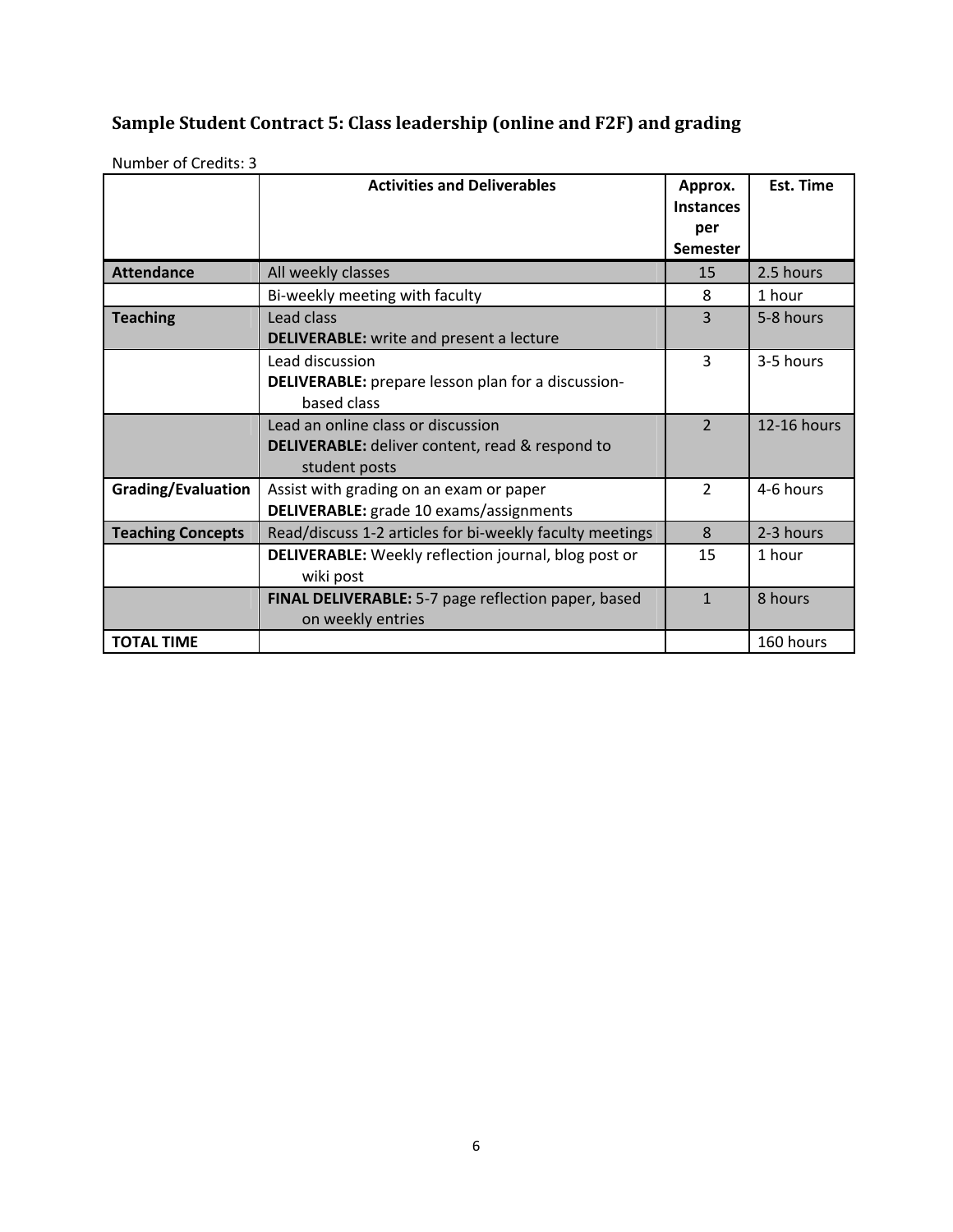## Sample Student Contract 5: Class leadership (online and F2F) and grading

Number of Credits: 3

| | Activities and Deliverables | Approx. Instances per Semester | Est. Time |
|---|---|---|---|
| **Attendance** | All weekly classes | 15 | 2.5 hours |
| | Bi-weekly meeting with faculty | 8 | 1 hour |
| **Teaching** | Lead class<br>**DELIVERABLE:** write and present a lecture | 3 | 5-8 hours |
| | Lead discussion<br>**DELIVERABLE:** prepare lesson plan for a discussion-based class | 3 | 3-5 hours |
| | Lead an online class or discussion<br>**DELIVERABLE:** deliver content, read & respond to student posts | 2 | 12-16 hours |
| **Grading/Evaluation** | Assist with grading on an exam or paper<br>**DELIVERABLE:** grade 10 exams/assignments | 2 | 4-6 hours |
| **Teaching Concepts** | Read/discuss 1-2 articles for bi-weekly faculty meetings | 8 | 2-3 hours |
| | **DELIVERABLE:** Weekly reflection journal, blog post or wiki post | 15 | 1 hour |
| | **FINAL DELIVERABLE:** 5-7 page reflection paper, based on weekly entries | 1 | 8 hours |
| **TOTAL TIME** | | | 160 hours |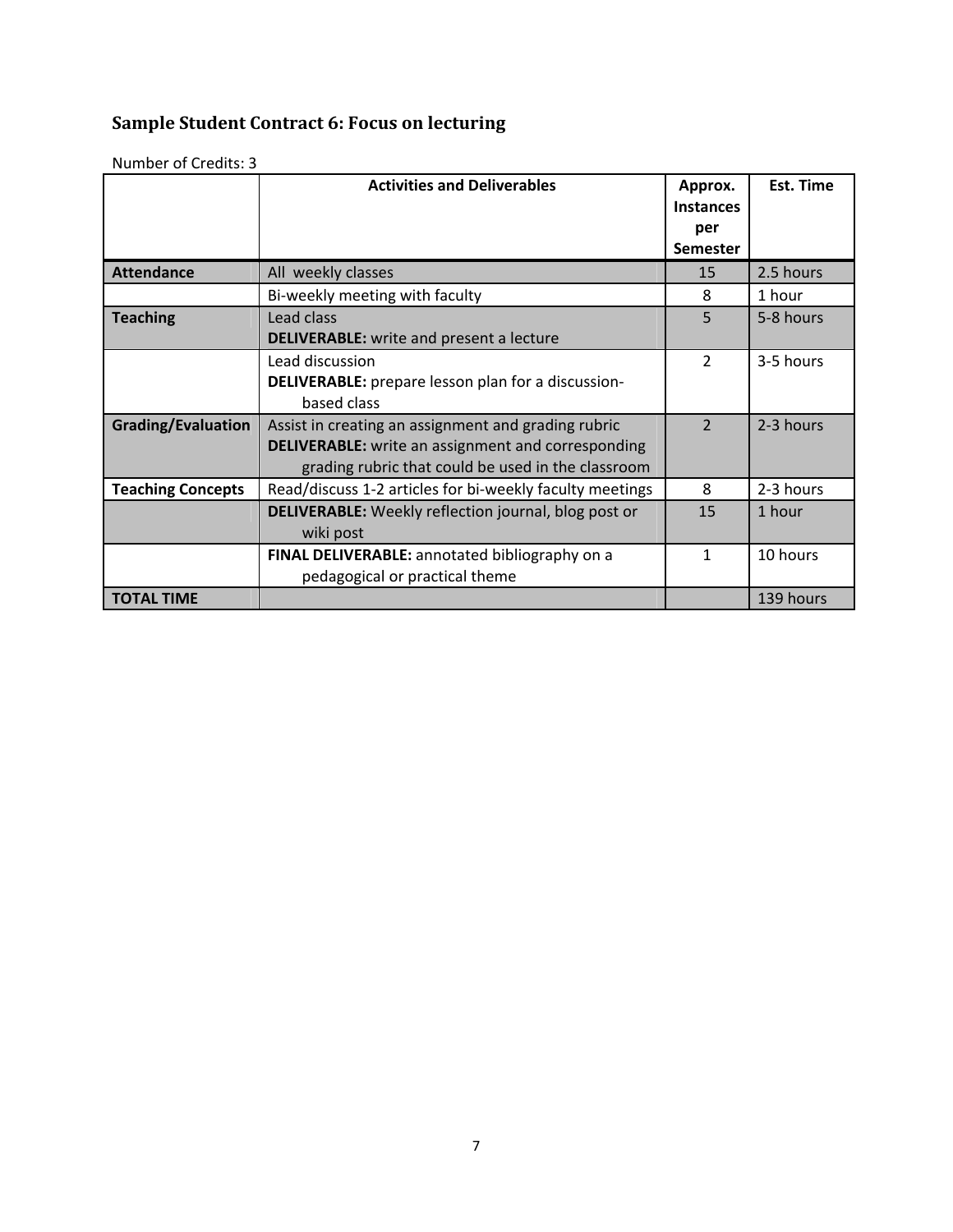## Sample Student Contract 6: Focus on lecturing

Number of Credits: 3

| | Activities and Deliverables | Approx. Instances per Semester | Est. Time |
|---|---|---|---|
| **Attendance** | All weekly classes | 15 | 2.5 hours |
| | Bi-weekly meeting with faculty | 8 | 1 hour |
| **Teaching** | Lead class<br>**DELIVERABLE:** write and present a lecture | 5 | 5-8 hours |
| | Lead discussion<br>**DELIVERABLE:** prepare lesson plan for a discussion-based class | 2 | 3-5 hours |
| **Grading/Evaluation** | Assist in creating an assignment and grading rubric<br>**DELIVERABLE:** write an assignment and corresponding grading rubric that could be used in the classroom | 2 | 2-3 hours |
| **Teaching Concepts** | Read/discuss 1-2 articles for bi-weekly faculty meetings | 8 | 2-3 hours |
| | **DELIVERABLE:** Weekly reflection journal, blog post or wiki post | 15 | 1 hour |
| | **FINAL DELIVERABLE:** annotated bibliography on a pedagogical or practical theme | 1 | 10 hours |
| **TOTAL TIME** | | | 139 hours |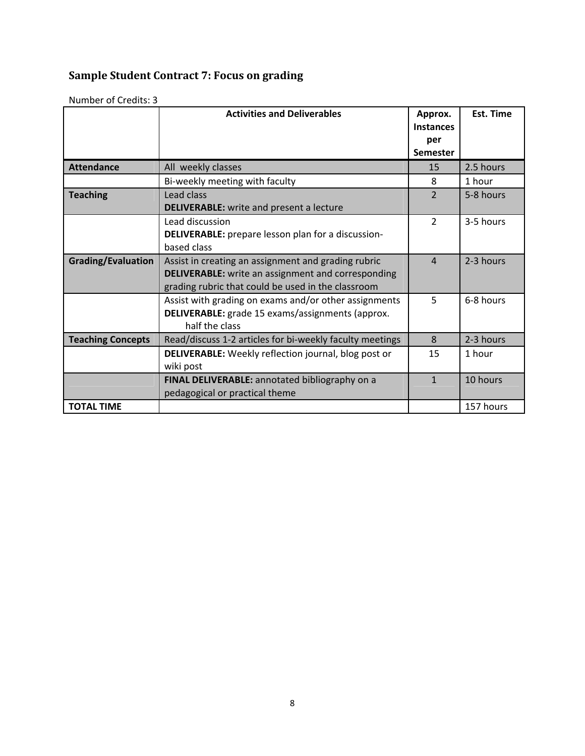## Sample Student Contract 7: Focus on grading

Number of Credits: 3

| | Activities and Deliverables | Approx. Instances per Semester | Est. Time |
|---|---|---|---|
| **Attendance** | All weekly classes | 15 | 2.5 hours |
| | Bi-weekly meeting with faculty | 8 | 1 hour |
| **Teaching** | Lead class<br>**DELIVERABLE:** write and present a lecture | 2 | 5-8 hours |
| | Lead discussion<br>**DELIVERABLE:** prepare lesson plan for a discussion-based class | 2 | 3-5 hours |
| **Grading/Evaluation** | Assist in creating an assignment and grading rubric<br>**DELIVERABLE:** write an assignment and corresponding grading rubric that could be used in the classroom | 4 | 2-3 hours |
| | Assist with grading on exams and/or other assignments<br>**DELIVERABLE:** grade 15 exams/assignments (approx. half the class | 5 | 6-8 hours |
| **Teaching Concepts** | Read/discuss 1-2 articles for bi-weekly faculty meetings | 8 | 2-3 hours |
| | **DELIVERABLE:** Weekly reflection journal, blog post or wiki post | 15 | 1 hour |
| | **FINAL DELIVERABLE:** annotated bibliography on a pedagogical or practical theme | 1 | 10 hours |
| **TOTAL TIME** | | | 157 hours |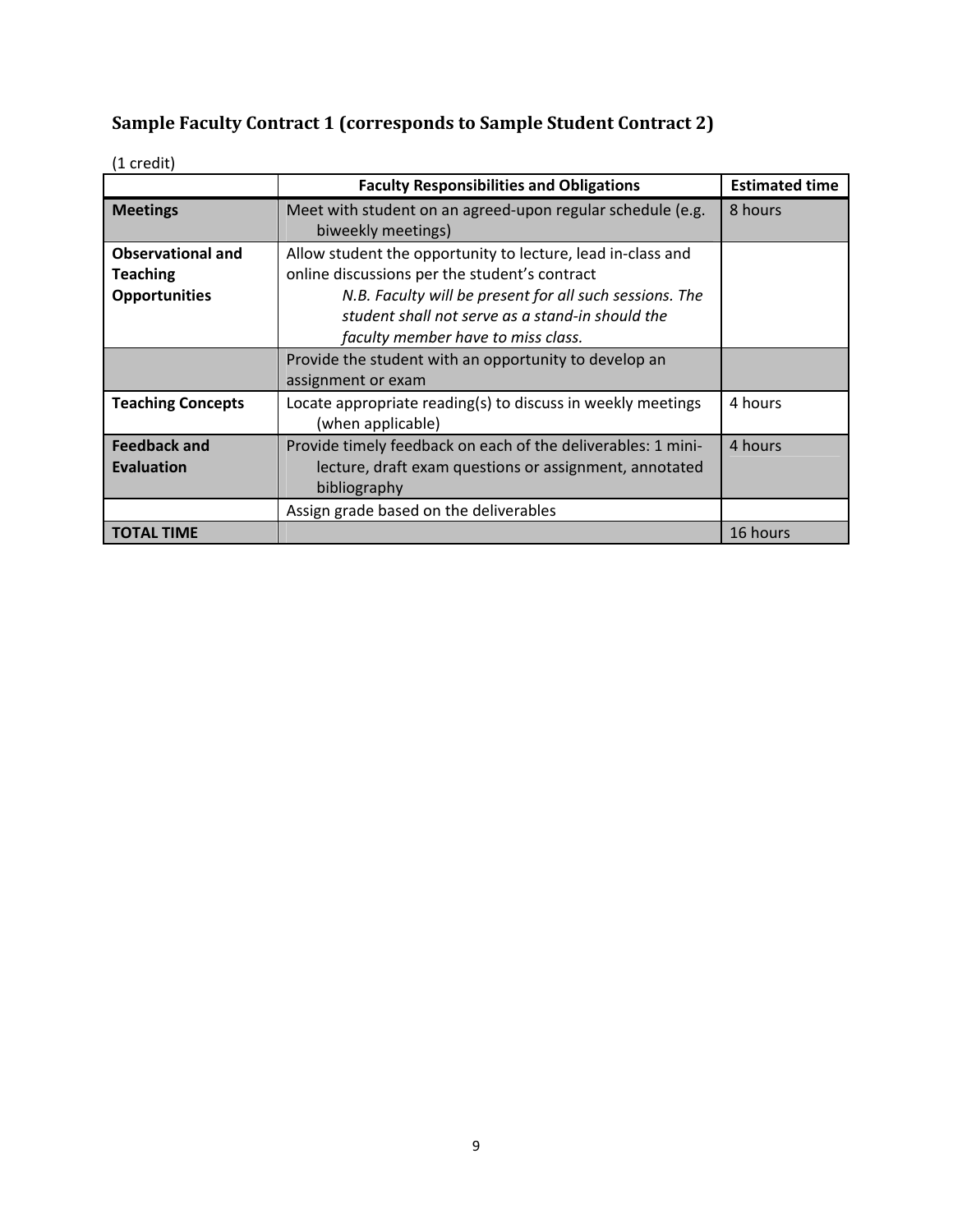## Sample Faculty Contract 1 (corresponds to Sample Student Contract 2)

(1 credit)

| | Faculty Responsibilities and Obligations | Estimated time |
|---|---|---|
| **Meetings** | Meet with student on an agreed-upon regular schedule (e.g. biweekly meetings) | 8 hours |
| **Observational and Teaching Opportunities** | Allow student the opportunity to lecture, lead in-class and online discussions per the student's contract *N.B. Faculty will be present for all such sessions. The student shall not serve as a stand-in should the faculty member have to miss class.* | |
| | Provide the student with an opportunity to develop an assignment or exam | |
| **Teaching Concepts** | Locate appropriate reading(s) to discuss in weekly meetings (when applicable) | 4 hours |
| **Feedback and Evaluation** | Provide timely feedback on each of the deliverables: 1 mini-lecture, draft exam questions or assignment, annotated bibliography | 4 hours |
| | Assign grade based on the deliverables | |
| **TOTAL TIME** | | 16 hours |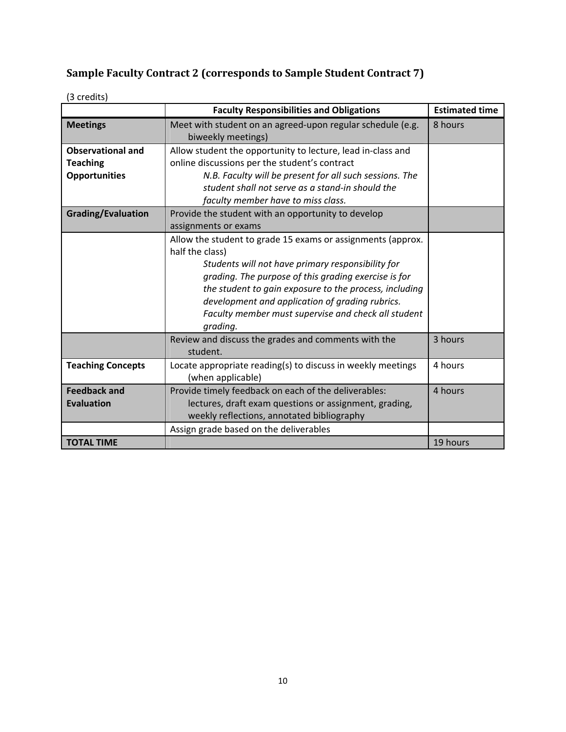## Sample Faculty Contract 2 (corresponds to Sample Student Contract 7)

(3 credits)

| | Faculty Responsibilities and Obligations | Estimated time |
|---|---|---|
| **Meetings** | Meet with student on an agreed-upon regular schedule (e.g. biweekly meetings) | 8 hours |
| **Observational and Teaching Opportunities** | Allow student the opportunity to lecture, lead in-class and online discussions per the student's contract<br>*N.B. Faculty will be present for all such sessions. The student shall not serve as a stand-in should the faculty member have to miss class.* | |
| **Grading/Evaluation** | Provide the student with an opportunity to develop assignments or exams | |
| | Allow the student to grade 15 exams or assignments (approx. half the class)<br>*Students will not have primary responsibility for grading. The purpose of this grading exercise is for the student to gain exposure to the process, including development and application of grading rubrics. Faculty member must supervise and check all student grading.* | |
| | Review and discuss the grades and comments with the student. | 3 hours |
| **Teaching Concepts** | Locate appropriate reading(s) to discuss in weekly meetings (when applicable) | 4 hours |
| **Feedback and Evaluation** | Provide timely feedback on each of the deliverables: lectures, draft exam questions or assignment, grading, weekly reflections, annotated bibliography | 4 hours |
| | Assign grade based on the deliverables | |
| **TOTAL TIME** | | 19 hours |